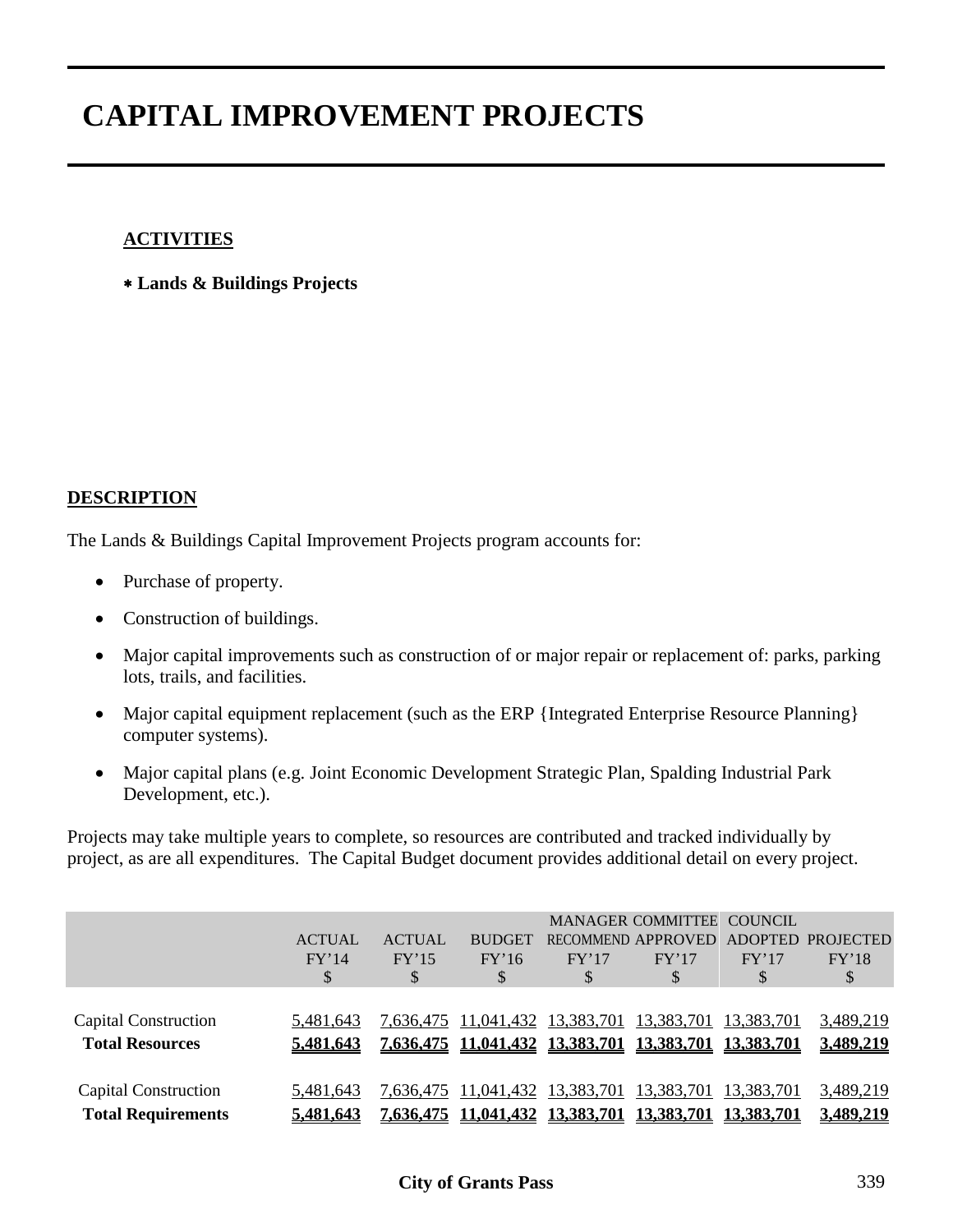# CAPITAL IMPROVEMENT PROJECTS

**ACTIVITIES**

* **Lands & Buildings Projects**

**DESCRIPTION**

The Lands & Buildings Capital Improvement Projects program accounts for:

- Purchase of property.
- Construction of buildings.
- Major capital improvements such as construction of or major repair or replacement of: parks, parking lots, trails, and facilities.
- Major capital equipment replacement (such as the ERP {Integrated Enterprise Resource Planning} computer systems).
- Major capital plans (e.g. Joint Economic Development Strategic Plan, Spalding Industrial Park Development, etc.).

Projects may take multiple years to complete, so resources are contributed and tracked individually by project, as are all expenditures. The Capital Budget document provides additional detail on every project.

| | ACTUAL FY'14 $ | ACTUAL FY'15 $ | BUDGET FY'16 $ | MANAGER RECOMMEND FY'17 $ | COMMITTEE APPROVED FY'17 $ | COUNCIL ADOPTED FY'17 $ | PROJECTED FY'18 $ |
|---|---|---|---|---|---|---|---|
| Capital Construction | 5,481,643 | 7,636,475 | 11,041,432 | 13,383,701 | 13,383,701 | 13,383,701 | 3,489,219 |
| **Total Resources** | **5,481,643** | **7,636,475** | **11,041,432** | **13,383,701** | **13,383,701** | **13,383,701** | **3,489,219** |
| Capital Construction | 5,481,643 | 7,636,475 | 11,041,432 | 13,383,701 | 13,383,701 | 13,383,701 | 3,489,219 |
| **Total Requirements** | **5,481,643** | **7,636,475** | **11,041,432** | **13,383,701** | **13,383,701** | **13,383,701** | **3,489,219** |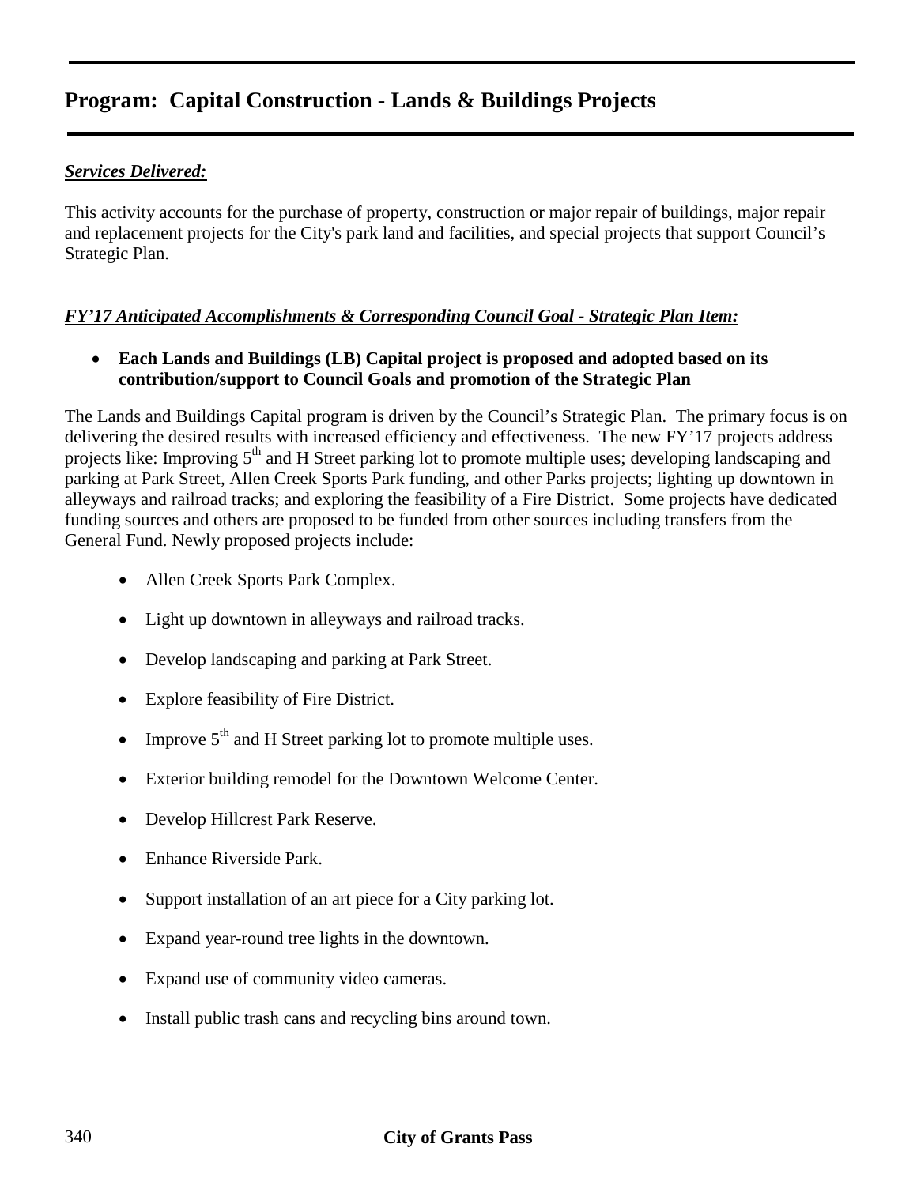# Program: Capital Construction - Lands & Buildings Projects

***Services Delivered:***

This activity accounts for the purchase of property, construction or major repair of buildings, major repair and replacement projects for the City's park land and facilities, and special projects that support Council's Strategic Plan.

***FY'17 Anticipated Accomplishments & Corresponding Council Goal - Strategic Plan Item:***

- **Each Lands and Buildings (LB) Capital project is proposed and adopted based on its contribution/support to Council Goals and promotion of the Strategic Plan**

The Lands and Buildings Capital program is driven by the Council's Strategic Plan. The primary focus is on delivering the desired results with increased efficiency and effectiveness. The new FY'17 projects address projects like: Improving 5th and H Street parking lot to promote multiple uses; developing landscaping and parking at Park Street, Allen Creek Sports Park funding, and other Parks projects; lighting up downtown in alleyways and railroad tracks; and exploring the feasibility of a Fire District. Some projects have dedicated funding sources and others are proposed to be funded from other sources including transfers from the General Fund. Newly proposed projects include:

- Allen Creek Sports Park Complex.
- Light up downtown in alleyways and railroad tracks.
- Develop landscaping and parking at Park Street.
- Explore feasibility of Fire District.
- Improve 5th and H Street parking lot to promote multiple uses.
- Exterior building remodel for the Downtown Welcome Center.
- Develop Hillcrest Park Reserve.
- Enhance Riverside Park.
- Support installation of an art piece for a City parking lot.
- Expand year-round tree lights in the downtown.
- Expand use of community video cameras.
- Install public trash cans and recycling bins around town.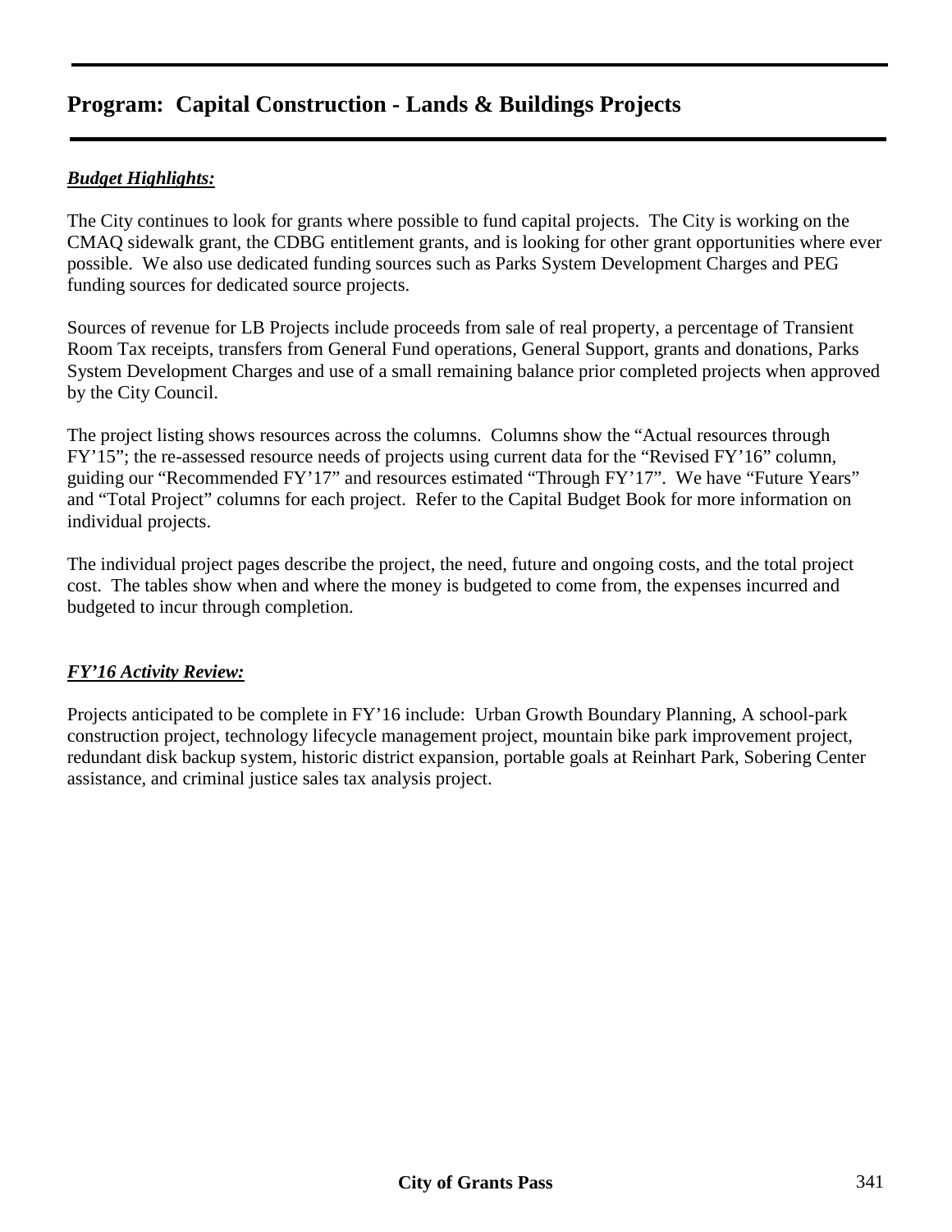# Program: Capital Construction - Lands & Buildings Projects

***Budget Highlights:***

The City continues to look for grants where possible to fund capital projects. The City is working on the CMAQ sidewalk grant, the CDBG entitlement grants, and is looking for other grant opportunities where ever possible. We also use dedicated funding sources such as Parks System Development Charges and PEG funding sources for dedicated source projects.

Sources of revenue for LB Projects include proceeds from sale of real property, a percentage of Transient Room Tax receipts, transfers from General Fund operations, General Support, grants and donations, Parks System Development Charges and use of a small remaining balance prior completed projects when approved by the City Council.

The project listing shows resources across the columns. Columns show the "Actual resources through FY'15"; the re-assessed resource needs of projects using current data for the "Revised FY'16" column, guiding our "Recommended FY'17" and resources estimated "Through FY'17". We have "Future Years" and "Total Project" columns for each project. Refer to the Capital Budget Book for more information on individual projects.

The individual project pages describe the project, the need, future and ongoing costs, and the total project cost. The tables show when and where the money is budgeted to come from, the expenses incurred and budgeted to incur through completion.

***FY'16 Activity Review:***

Projects anticipated to be complete in FY'16 include: Urban Growth Boundary Planning, A school-park construction project, technology lifecycle management project, mountain bike park improvement project, redundant disk backup system, historic district expansion, portable goals at Reinhart Park, Sobering Center assistance, and criminal justice sales tax analysis project.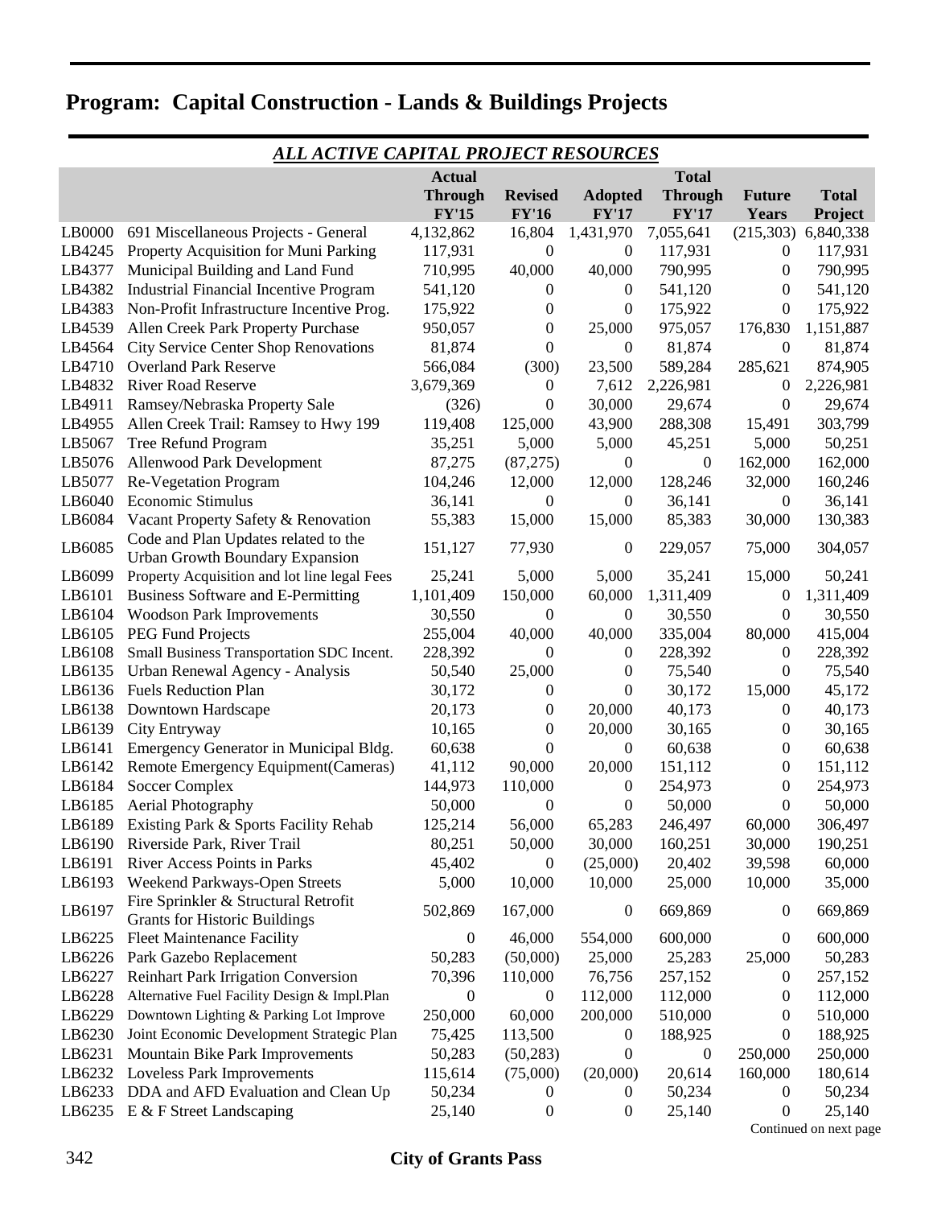# Program: Capital Construction - Lands & Buildings Projects

## *ALL ACTIVE CAPITAL PROJECT RESOURCES*

| | | Actual Through FY'15 | Revised FY'16 | Adopted FY'17 | Total Through FY'17 | Future Years | Total Project |
|---|---|---|---|---|---|---|---|
| LB0000 | 691 Miscellaneous Projects - General | 4,132,862 | 16,804 | 1,431,970 | 7,055,641 | (215,303) | 6,840,338 |
| LB4245 | Property Acquisition for Muni Parking | 117,931 | 0 | 0 | 117,931 | 0 | 117,931 |
| LB4377 | Municipal Building and Land Fund | 710,995 | 40,000 | 40,000 | 790,995 | 0 | 790,995 |
| LB4382 | Industrial Financial Incentive Program | 541,120 | 0 | 0 | 541,120 | 0 | 541,120 |
| LB4383 | Non-Profit Infrastructure Incentive Prog. | 175,922 | 0 | 0 | 175,922 | 0 | 175,922 |
| LB4539 | Allen Creek Park Property Purchase | 950,057 | 0 | 25,000 | 975,057 | 176,830 | 1,151,887 |
| LB4564 | City Service Center Shop Renovations | 81,874 | 0 | 0 | 81,874 | 0 | 81,874 |
| LB4710 | Overland Park Reserve | 566,084 | (300) | 23,500 | 589,284 | 285,621 | 874,905 |
| LB4832 | River Road Reserve | 3,679,369 | 0 | 7,612 | 2,226,981 | 0 | 2,226,981 |
| LB4911 | Ramsey/Nebraska Property Sale | (326) | 0 | 30,000 | 29,674 | 0 | 29,674 |
| LB4955 | Allen Creek Trail: Ramsey to Hwy 199 | 119,408 | 125,000 | 43,900 | 288,308 | 15,491 | 303,799 |
| LB5067 | Tree Refund Program | 35,251 | 5,000 | 5,000 | 45,251 | 5,000 | 50,251 |
| LB5076 | Allenwood Park Development | 87,275 | (87,275) | 0 | 0 | 162,000 | 162,000 |
| LB5077 | Re-Vegetation Program | 104,246 | 12,000 | 12,000 | 128,246 | 32,000 | 160,246 |
| LB6040 | Economic Stimulus | 36,141 | 0 | 0 | 36,141 | 0 | 36,141 |
| LB6084 | Vacant Property Safety & Renovation | 55,383 | 15,000 | 15,000 | 85,383 | 30,000 | 130,383 |
| LB6085 | Code and Plan Updates related to the Urban Growth Boundary Expansion | 151,127 | 77,930 | 0 | 229,057 | 75,000 | 304,057 |
| LB6099 | Property Acquisition and lot line legal Fees | 25,241 | 5,000 | 5,000 | 35,241 | 15,000 | 50,241 |
| LB6101 | Business Software and E-Permitting | 1,101,409 | 150,000 | 60,000 | 1,311,409 | 0 | 1,311,409 |
| LB6104 | Woodson Park Improvements | 30,550 | 0 | 0 | 30,550 | 0 | 30,550 |
| LB6105 | PEG Fund Projects | 255,004 | 40,000 | 40,000 | 335,004 | 80,000 | 415,004 |
| LB6108 | Small Business Transportation SDC Incent. | 228,392 | 0 | 0 | 228,392 | 0 | 228,392 |
| LB6135 | Urban Renewal Agency - Analysis | 50,540 | 25,000 | 0 | 75,540 | 0 | 75,540 |
| LB6136 | Fuels Reduction Plan | 30,172 | 0 | 0 | 30,172 | 15,000 | 45,172 |
| LB6138 | Downtown Hardscape | 20,173 | 0 | 20,000 | 40,173 | 0 | 40,173 |
| LB6139 | City Entryway | 10,165 | 0 | 20,000 | 30,165 | 0 | 30,165 |
| LB6141 | Emergency Generator in Municipal Bldg. | 60,638 | 0 | 0 | 60,638 | 0 | 60,638 |
| LB6142 | Remote Emergency Equipment(Cameras) | 41,112 | 90,000 | 20,000 | 151,112 | 0 | 151,112 |
| LB6184 | Soccer Complex | 144,973 | 110,000 | 0 | 254,973 | 0 | 254,973 |
| LB6185 | Aerial Photography | 50,000 | 0 | 0 | 50,000 | 0 | 50,000 |
| LB6189 | Existing Park & Sports Facility Rehab | 125,214 | 56,000 | 65,283 | 246,497 | 60,000 | 306,497 |
| LB6190 | Riverside Park, River Trail | 80,251 | 50,000 | 30,000 | 160,251 | 30,000 | 190,251 |
| LB6191 | River Access Points in Parks | 45,402 | 0 | (25,000) | 20,402 | 39,598 | 60,000 |
| LB6193 | Weekend Parkways-Open Streets | 5,000 | 10,000 | 10,000 | 25,000 | 10,000 | 35,000 |
| LB6197 | Fire Sprinkler & Structural Retrofit Grants for Historic Buildings | 502,869 | 167,000 | 0 | 669,869 | 0 | 669,869 |
| LB6225 | Fleet Maintenance Facility | 0 | 46,000 | 554,000 | 600,000 | 0 | 600,000 |
| LB6226 | Park Gazebo Replacement | 50,283 | (50,000) | 25,000 | 25,283 | 25,000 | 50,283 |
| LB6227 | Reinhart Park Irrigation Conversion | 70,396 | 110,000 | 76,756 | 257,152 | 0 | 257,152 |
| LB6228 | Alternative Fuel Facility Design & Impl.Plan | 0 | 0 | 112,000 | 112,000 | 0 | 112,000 |
| LB6229 | Downtown Lighting & Parking Lot Improve | 250,000 | 60,000 | 200,000 | 510,000 | 0 | 510,000 |
| LB6230 | Joint Economic Development Strategic Plan | 75,425 | 113,500 | 0 | 188,925 | 0 | 188,925 |
| LB6231 | Mountain Bike Park Improvements | 50,283 | (50,283) | 0 | 0 | 250,000 | 250,000 |
| LB6232 | Loveless Park Improvements | 115,614 | (75,000) | (20,000) | 20,614 | 160,000 | 180,614 |
| LB6233 | DDA and AFD Evaluation and Clean Up | 50,234 | 0 | 0 | 50,234 | 0 | 50,234 |
| LB6235 | E & F Street Landscaping | 25,140 | 0 | 0 | 25,140 | 0 | 25,140 |

Continued on next page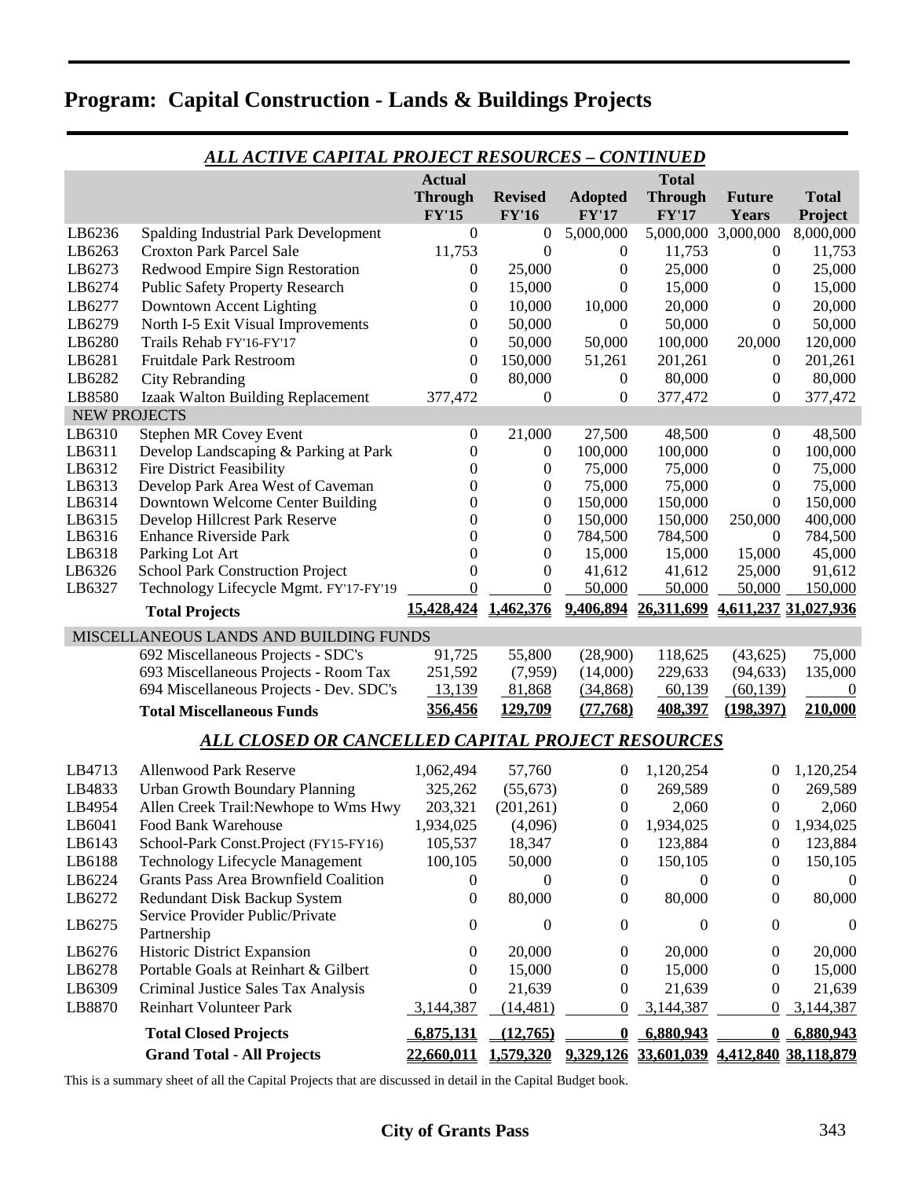# Program: Capital Construction - Lands & Buildings Projects

## *ALL ACTIVE CAPITAL PROJECT RESOURCES – CONTINUED*

| | | Actual Through FY'15 | Revised FY'16 | Adopted FY'17 | Total Through FY'17 | Future Years | Total Project |
|---|---|---|---|---|---|---|---|
| LB6236 | Spalding Industrial Park Development | 0 | 0 | 5,000,000 | 5,000,000 | 3,000,000 | 8,000,000 |
| LB6263 | Croxton Park Parcel Sale | 11,753 | 0 | 0 | 11,753 | 0 | 11,753 |
| LB6273 | Redwood Empire Sign Restoration | 0 | 25,000 | 0 | 25,000 | 0 | 25,000 |
| LB6274 | Public Safety Property Research | 0 | 15,000 | 0 | 15,000 | 0 | 15,000 |
| LB6277 | Downtown Accent Lighting | 0 | 10,000 | 10,000 | 20,000 | 0 | 20,000 |
| LB6279 | North I-5 Exit Visual Improvements | 0 | 50,000 | 0 | 50,000 | 0 | 50,000 |
| LB6280 | Trails Rehab FY'16-FY'17 | 0 | 50,000 | 50,000 | 100,000 | 20,000 | 120,000 |
| LB6281 | Fruitdale Park Restroom | 0 | 150,000 | 51,261 | 201,261 | 0 | 201,261 |
| LB6282 | City Rebranding | 0 | 80,000 | 0 | 80,000 | 0 | 80,000 |
| LB8580 | Izaak Walton Building Replacement | 377,472 | 0 | 0 | 377,472 | 0 | 377,472 |
| NEW PROJECTS | | | | | | | |
| LB6310 | Stephen MR Covey Event | 0 | 21,000 | 27,500 | 48,500 | 0 | 48,500 |
| LB6311 | Develop Landscaping & Parking at Park | 0 | 0 | 100,000 | 100,000 | 0 | 100,000 |
| LB6312 | Fire District Feasibility | 0 | 0 | 75,000 | 75,000 | 0 | 75,000 |
| LB6313 | Develop Park Area West of Caveman | 0 | 0 | 75,000 | 75,000 | 0 | 75,000 |
| LB6314 | Downtown Welcome Center Building | 0 | 0 | 150,000 | 150,000 | 0 | 150,000 |
| LB6315 | Develop Hillcrest Park Reserve | 0 | 0 | 150,000 | 150,000 | 250,000 | 400,000 |
| LB6316 | Enhance Riverside Park | 0 | 0 | 784,500 | 784,500 | 0 | 784,500 |
| LB6318 | Parking Lot Art | 0 | 0 | 15,000 | 15,000 | 15,000 | 45,000 |
| LB6326 | School Park Construction Project | 0 | 0 | 41,612 | 41,612 | 25,000 | 91,612 |
| LB6327 | Technology Lifecycle Mgmt. FY'17-FY'19 | 0 | 0 | 50,000 | 50,000 | 50,000 | 150,000 |
| | **Total Projects** | **15,428,424** | **1,462,376** | **9,406,894** | **26,311,699** | **4,611,237** | **31,027,936** |
| MISCELLANEOUS LANDS AND BUILDING FUNDS | | | | | | | |
| | 692 Miscellaneous Projects - SDC's | 91,725 | 55,800 | (28,900) | 118,625 | (43,625) | 75,000 |
| | 693 Miscellaneous Projects - Room Tax | 251,592 | (7,959) | (14,000) | 229,633 | (94,633) | 135,000 |
| | 694 Miscellaneous Projects - Dev. SDC's | 13,139 | 81,868 | (34,868) | 60,139 | (60,139) | 0 |
| | **Total Miscellaneous Funds** | **356,456** | **129,709** | **(77,768)** | **408,397** | **(198,397)** | **210,000** |

## *ALL CLOSED OR CANCELLED CAPITAL PROJECT RESOURCES*

| | | Actual Through FY'15 | Revised FY'16 | Adopted FY'17 | Total Through FY'17 | Future Years | Total Project |
|---|---|---|---|---|---|---|---|
| LB4713 | Allenwood Park Reserve | 1,062,494 | 57,760 | 0 | 1,120,254 | 0 | 1,120,254 |
| LB4833 | Urban Growth Boundary Planning | 325,262 | (55,673) | 0 | 269,589 | 0 | 269,589 |
| LB4954 | Allen Creek Trail:Newhope to Wms Hwy | 203,321 | (201,261) | 0 | 2,060 | 0 | 2,060 |
| LB6041 | Food Bank Warehouse | 1,934,025 | (4,096) | 0 | 1,934,025 | 0 | 1,934,025 |
| LB6143 | School-Park Const.Project (FY15-FY16) | 105,537 | 18,347 | 0 | 123,884 | 0 | 123,884 |
| LB6188 | Technology Lifecycle Management | 100,105 | 50,000 | 0 | 150,105 | 0 | 150,105 |
| LB6224 | Grants Pass Area Brownfield Coalition | 0 | 0 | 0 | 0 | 0 | 0 |
| LB6272 | Redundant Disk Backup System | 0 | 80,000 | 0 | 80,000 | 0 | 80,000 |
| LB6275 | Service Provider Public/Private Partnership | 0 | 0 | 0 | 0 | 0 | 0 |
| LB6276 | Historic District Expansion | 0 | 20,000 | 0 | 20,000 | 0 | 20,000 |
| LB6278 | Portable Goals at Reinhart & Gilbert | 0 | 15,000 | 0 | 15,000 | 0 | 15,000 |
| LB6309 | Criminal Justice Sales Tax Analysis | 0 | 21,639 | 0 | 21,639 | 0 | 21,639 |
| LB8870 | Reinhart Volunteer Park | 3,144,387 | (14,481) | 0 | 3,144,387 | 0 | 3,144,387 |
| | **Total Closed Projects** | **6,875,131** | **(12,765)** | **0** | **6,880,943** | **0** | **6,880,943** |
| | **Grand Total - All Projects** | **22,660,011** | **1,579,320** | **9,329,126** | **33,601,039** | **4,412,840** | **38,118,879** |

This is a summary sheet of all the Capital Projects that are discussed in detail in the Capital Budget book.

**City of Grants Pass**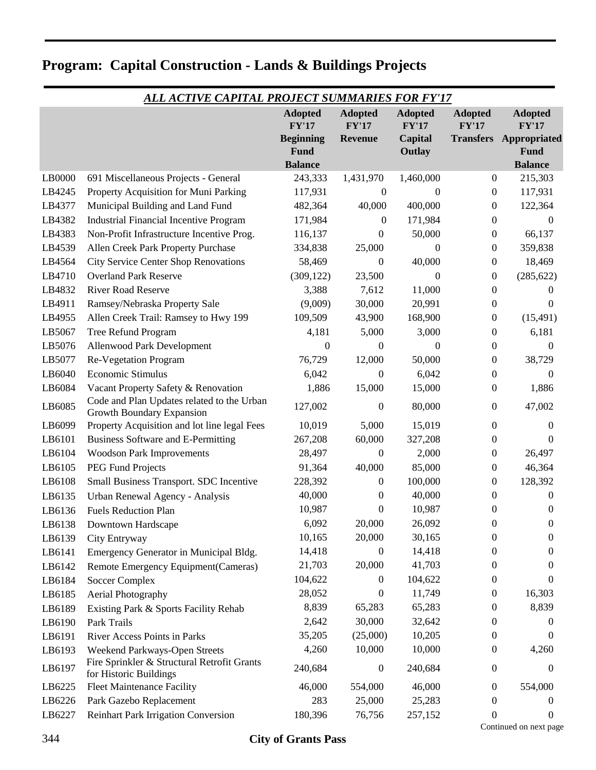# Program: Capital Construction - Lands & Buildings Projects

*ALL ACTIVE CAPITAL PROJECT SUMMARIES FOR FY'17*

| | | Adopted FY'17 Beginning Fund Balance | Adopted FY'17 Revenue | Adopted FY'17 Capital Outlay | Adopted FY'17 Transfers | Adopted FY'17 Appropriated Fund Balance |
|---|---|---|---|---|---|---|
| LB0000 | 691 Miscellaneous Projects - General | 243,333 | 1,431,970 | 1,460,000 | 0 | 215,303 |
| LB4245 | Property Acquisition for Muni Parking | 117,931 | 0 | 0 | 0 | 117,931 |
| LB4377 | Municipal Building and Land Fund | 482,364 | 40,000 | 400,000 | 0 | 122,364 |
| LB4382 | Industrial Financial Incentive Program | 171,984 | 0 | 171,984 | 0 | 0 |
| LB4383 | Non-Profit Infrastructure Incentive Prog. | 116,137 | 0 | 50,000 | 0 | 66,137 |
| LB4539 | Allen Creek Park Property Purchase | 334,838 | 25,000 | 0 | 0 | 359,838 |
| LB4564 | City Service Center Shop Renovations | 58,469 | 0 | 40,000 | 0 | 18,469 |
| LB4710 | Overland Park Reserve | (309,122) | 23,500 | 0 | 0 | (285,622) |
| LB4832 | River Road Reserve | 3,388 | 7,612 | 11,000 | 0 | 0 |
| LB4911 | Ramsey/Nebraska Property Sale | (9,009) | 30,000 | 20,991 | 0 | 0 |
| LB4955 | Allen Creek Trail: Ramsey to Hwy 199 | 109,509 | 43,900 | 168,900 | 0 | (15,491) |
| LB5067 | Tree Refund Program | 4,181 | 5,000 | 3,000 | 0 | 6,181 |
| LB5076 | Allenwood Park Development | 0 | 0 | 0 | 0 | 0 |
| LB5077 | Re-Vegetation Program | 76,729 | 12,000 | 50,000 | 0 | 38,729 |
| LB6040 | Economic Stimulus | 6,042 | 0 | 6,042 | 0 | 0 |
| LB6084 | Vacant Property Safety & Renovation | 1,886 | 15,000 | 15,000 | 0 | 1,886 |
| LB6085 | Code and Plan Updates related to the Urban Growth Boundary Expansion | 127,002 | 0 | 80,000 | 0 | 47,002 |
| LB6099 | Property Acquisition and lot line legal Fees | 10,019 | 5,000 | 15,019 | 0 | 0 |
| LB6101 | Business Software and E-Permitting | 267,208 | 60,000 | 327,208 | 0 | 0 |
| LB6104 | Woodson Park Improvements | 28,497 | 0 | 2,000 | 0 | 26,497 |
| LB6105 | PEG Fund Projects | 91,364 | 40,000 | 85,000 | 0 | 46,364 |
| LB6108 | Small Business Transport. SDC Incentive | 228,392 | 0 | 100,000 | 0 | 128,392 |
| LB6135 | Urban Renewal Agency - Analysis | 40,000 | 0 | 40,000 | 0 | 0 |
| LB6136 | Fuels Reduction Plan | 10,987 | 0 | 10,987 | 0 | 0 |
| LB6138 | Downtown Hardscape | 6,092 | 20,000 | 26,092 | 0 | 0 |
| LB6139 | City Entryway | 10,165 | 20,000 | 30,165 | 0 | 0 |
| LB6141 | Emergency Generator in Municipal Bldg. | 14,418 | 0 | 14,418 | 0 | 0 |
| LB6142 | Remote Emergency Equipment(Cameras) | 21,703 | 20,000 | 41,703 | 0 | 0 |
| LB6184 | Soccer Complex | 104,622 | 0 | 104,622 | 0 | 0 |
| LB6185 | Aerial Photography | 28,052 | 0 | 11,749 | 0 | 16,303 |
| LB6189 | Existing Park & Sports Facility Rehab | 8,839 | 65,283 | 65,283 | 0 | 8,839 |
| LB6190 | Park Trails | 2,642 | 30,000 | 32,642 | 0 | 0 |
| LB6191 | River Access Points in Parks | 35,205 | (25,000) | 10,205 | 0 | 0 |
| LB6193 | Weekend Parkways-Open Streets | 4,260 | 10,000 | 10,000 | 0 | 4,260 |
| LB6197 | Fire Sprinkler & Structural Retrofit Grants for Historic Buildings | 240,684 | 0 | 240,684 | 0 | 0 |
| LB6225 | Fleet Maintenance Facility | 46,000 | 554,000 | 46,000 | 0 | 554,000 |
| LB6226 | Park Gazebo Replacement | 283 | 25,000 | 25,283 | 0 | 0 |
| LB6227 | Reinhart Park Irrigation Conversion | 180,396 | 76,756 | 257,152 | 0 | 0 |

Continued on next page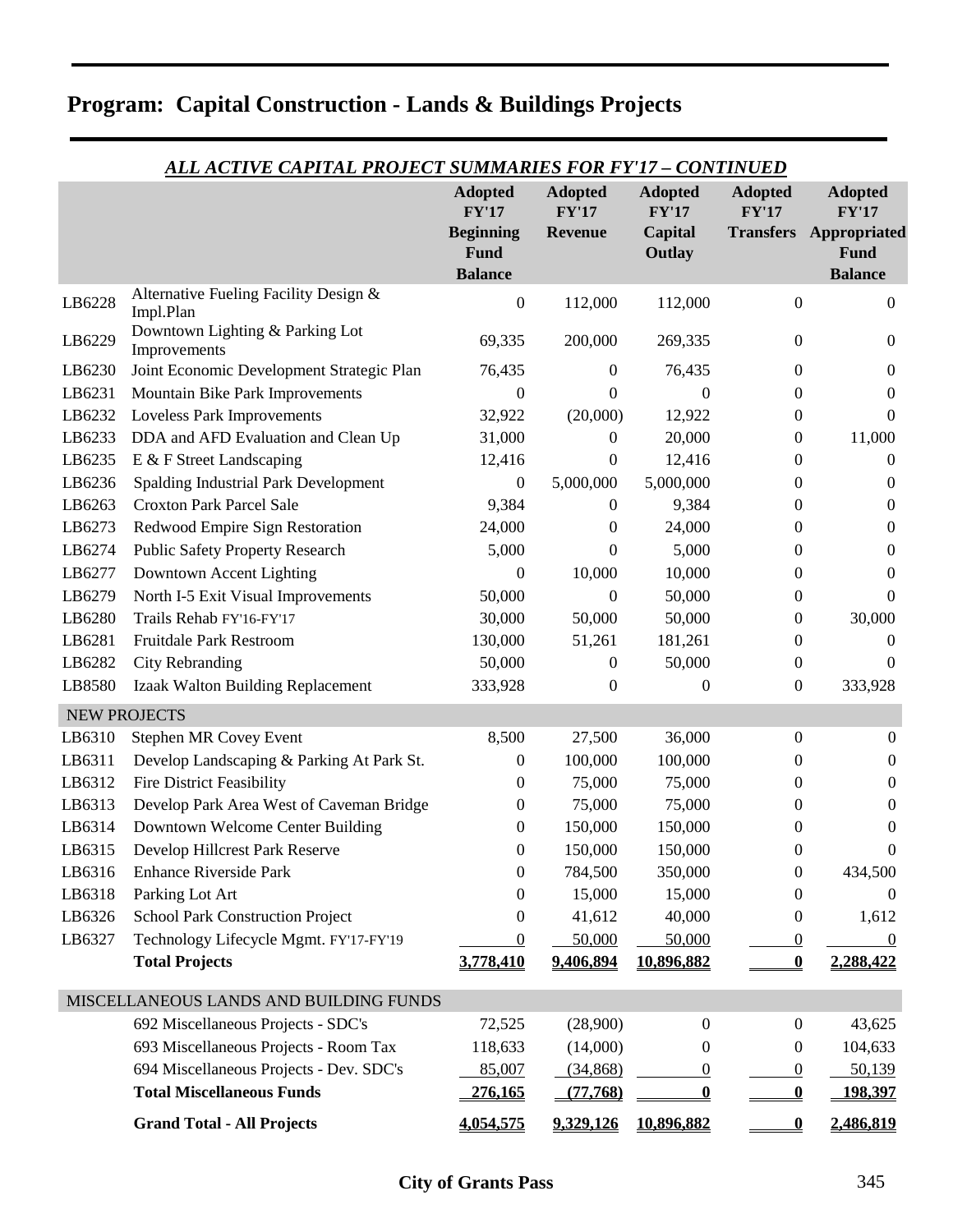# Program: Capital Construction - Lands & Buildings Projects

## *ALL ACTIVE CAPITAL PROJECT SUMMARIES FOR FY'17 – CONTINUED*

| | | Adopted FY'17 Beginning Fund Balance | Adopted FY'17 Revenue | Adopted FY'17 Capital Outlay | Adopted FY'17 Transfers | Adopted FY'17 Appropriated Fund Balance |
|---|---|---|---|---|---|---|
| LB6228 | Alternative Fueling Facility Design & Impl.Plan | 0 | 112,000 | 112,000 | 0 | 0 |
| LB6229 | Downtown Lighting & Parking Lot Improvements | 69,335 | 200,000 | 269,335 | 0 | 0 |
| LB6230 | Joint Economic Development Strategic Plan | 76,435 | 0 | 76,435 | 0 | 0 |
| LB6231 | Mountain Bike Park Improvements | 0 | 0 | 0 | 0 | 0 |
| LB6232 | Loveless Park Improvements | 32,922 | (20,000) | 12,922 | 0 | 0 |
| LB6233 | DDA and AFD Evaluation and Clean Up | 31,000 | 0 | 20,000 | 0 | 11,000 |
| LB6235 | E & F Street Landscaping | 12,416 | 0 | 12,416 | 0 | 0 |
| LB6236 | Spalding Industrial Park Development | 0 | 5,000,000 | 5,000,000 | 0 | 0 |
| LB6263 | Croxton Park Parcel Sale | 9,384 | 0 | 9,384 | 0 | 0 |
| LB6273 | Redwood Empire Sign Restoration | 24,000 | 0 | 24,000 | 0 | 0 |
| LB6274 | Public Safety Property Research | 5,000 | 0 | 5,000 | 0 | 0 |
| LB6277 | Downtown Accent Lighting | 0 | 10,000 | 10,000 | 0 | 0 |
| LB6279 | North I-5 Exit Visual Improvements | 50,000 | 0 | 50,000 | 0 | 0 |
| LB6280 | Trails Rehab FY'16-FY'17 | 30,000 | 50,000 | 50,000 | 0 | 30,000 |
| LB6281 | Fruitdale Park Restroom | 130,000 | 51,261 | 181,261 | 0 | 0 |
| LB6282 | City Rebranding | 50,000 | 0 | 50,000 | 0 | 0 |
| LB8580 | Izaak Walton Building Replacement | 333,928 | 0 | 0 | 0 | 333,928 |
| NEW PROJECTS | | | | | | |
| LB6310 | Stephen MR Covey Event | 8,500 | 27,500 | 36,000 | 0 | 0 |
| LB6311 | Develop Landscaping & Parking At Park St. | 0 | 100,000 | 100,000 | 0 | 0 |
| LB6312 | Fire District Feasibility | 0 | 75,000 | 75,000 | 0 | 0 |
| LB6313 | Develop Park Area West of Caveman Bridge | 0 | 75,000 | 75,000 | 0 | 0 |
| LB6314 | Downtown Welcome Center Building | 0 | 150,000 | 150,000 | 0 | 0 |
| LB6315 | Develop Hillcrest Park Reserve | 0 | 150,000 | 150,000 | 0 | 0 |
| LB6316 | Enhance Riverside Park | 0 | 784,500 | 350,000 | 0 | 434,500 |
| LB6318 | Parking Lot Art | 0 | 15,000 | 15,000 | 0 | 0 |
| LB6326 | School Park Construction Project | 0 | 41,612 | 40,000 | 0 | 1,612 |
| LB6327 | Technology Lifecycle Mgmt. FY'17-FY'19 | 0 | 50,000 | 50,000 | 0 | 0 |
| | **Total Projects** | **3,778,410** | **9,406,894** | **10,896,882** | **0** | **2,288,422** |
| MISCELLANEOUS LANDS AND BUILDING FUNDS | | | | | | |
| | 692 Miscellaneous Projects - SDC's | 72,525 | (28,900) | 0 | 0 | 43,625 |
| | 693 Miscellaneous Projects - Room Tax | 118,633 | (14,000) | 0 | 0 | 104,633 |
| | 694 Miscellaneous Projects - Dev. SDC's | 85,007 | (34,868) | 0 | 0 | 50,139 |
| | **Total Miscellaneous Funds** | **276,165** | **(77,768)** | **0** | **0** | **198,397** |
| | **Grand Total - All Projects** | **4,054,575** | **9,329,126** | **10,896,882** | **0** | **2,486,819** |

**City of Grants Pass**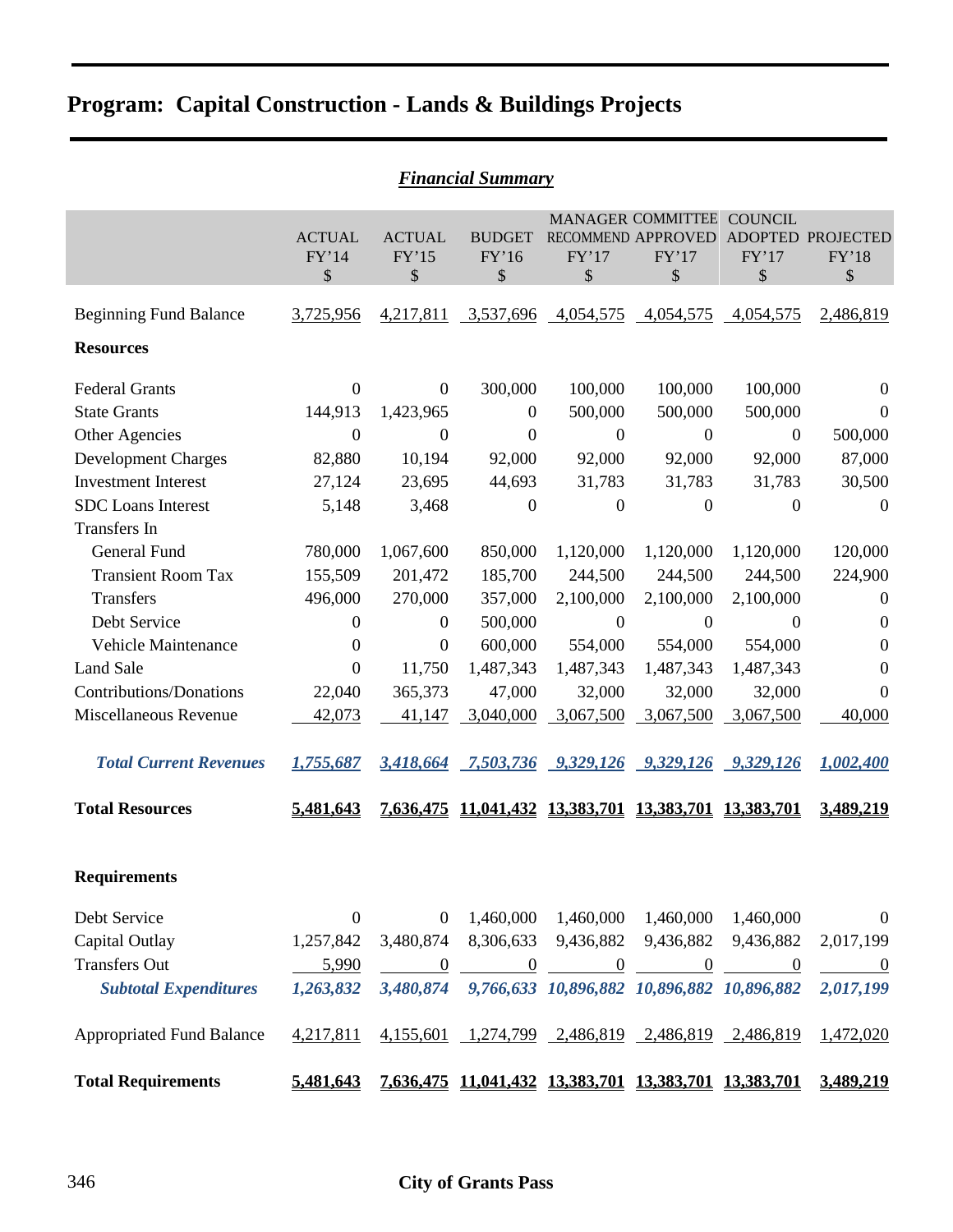# Program: Capital Construction - Lands & Buildings Projects

## *Financial Summary*

| | ACTUAL FY'14 $ | ACTUAL FY'15 $ | BUDGET FY'16 $ | MANAGER RECOMMEND FY'17 $ | COMMITTEE APPROVED FY'17 $ | COUNCIL ADOPTED FY'17 $ | PROJECTED FY'18 $ |
|---|---|---|---|---|---|---|---|
| Beginning Fund Balance | 3,725,956 | 4,217,811 | 3,537,696 | 4,054,575 | 4,054,575 | 4,054,575 | 2,486,819 |
| **Resources** | | | | | | | |
| Federal Grants | 0 | 0 | 300,000 | 100,000 | 100,000 | 100,000 | 0 |
| State Grants | 144,913 | 1,423,965 | 0 | 500,000 | 500,000 | 500,000 | 0 |
| Other Agencies | 0 | 0 | 0 | 0 | 0 | 0 | 500,000 |
| Development Charges | 82,880 | 10,194 | 92,000 | 92,000 | 92,000 | 92,000 | 87,000 |
| Investment Interest | 27,124 | 23,695 | 44,693 | 31,783 | 31,783 | 31,783 | 30,500 |
| SDC Loans Interest | 5,148 | 3,468 | 0 | 0 | 0 | 0 | 0 |
| Transfers In | | | | | | | |
| General Fund | 780,000 | 1,067,600 | 850,000 | 1,120,000 | 1,120,000 | 1,120,000 | 120,000 |
| Transient Room Tax | 155,509 | 201,472 | 185,700 | 244,500 | 244,500 | 244,500 | 224,900 |
| Transfers | 496,000 | 270,000 | 357,000 | 2,100,000 | 2,100,000 | 2,100,000 | 0 |
| Debt Service | 0 | 0 | 500,000 | 0 | 0 | 0 | 0 |
| Vehicle Maintenance | 0 | 0 | 600,000 | 554,000 | 554,000 | 554,000 | 0 |
| Land Sale | 0 | 11,750 | 1,487,343 | 1,487,343 | 1,487,343 | 1,487,343 | 0 |
| Contributions/Donations | 22,040 | 365,373 | 47,000 | 32,000 | 32,000 | 32,000 | 0 |
| Miscellaneous Revenue | 42,073 | 41,147 | 3,040,000 | 3,067,500 | 3,067,500 | 3,067,500 | 40,000 |
| ***Total Current Revenues*** | ***1,755,687*** | ***3,418,664*** | ***7,503,736*** | ***9,329,126*** | ***9,329,126*** | ***9,329,126*** | ***1,002,400*** |
| **Total Resources** | **5,481,643** | **7,636,475** | **11,041,432** | **13,383,701** | **13,383,701** | **13,383,701** | **3,489,219** |
| **Requirements** | | | | | | | |
| Debt Service | 0 | 0 | 1,460,000 | 1,460,000 | 1,460,000 | 1,460,000 | 0 |
| Capital Outlay | 1,257,842 | 3,480,874 | 8,306,633 | 9,436,882 | 9,436,882 | 9,436,882 | 2,017,199 |
| Transfers Out | 5,990 | 0 | 0 | 0 | 0 | 0 | 0 |
| ***Subtotal Expenditures*** | ***1,263,832*** | ***3,480,874*** | ***9,766,633*** | ***10,896,882*** | ***10,896,882*** | ***10,896,882*** | ***2,017,199*** |
| Appropriated Fund Balance | 4,217,811 | 4,155,601 | 1,274,799 | 2,486,819 | 2,486,819 | 2,486,819 | 1,472,020 |
| **Total Requirements** | **5,481,643** | **7,636,475** | **11,041,432** | **13,383,701** | **13,383,701** | **13,383,701** | **3,489,219** |